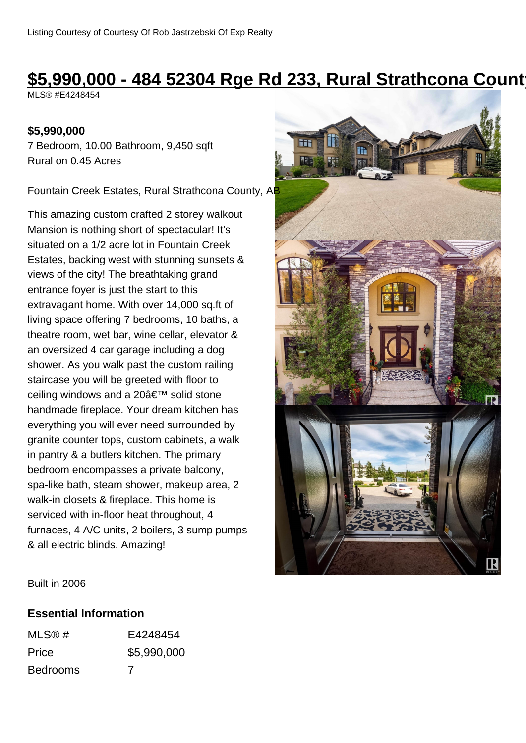Listing Courtesy of Courtesy Of Rob Jastrzebski Of Exp Realty

# $5,990,000 - 484 52304 Rge Rd 233, Rural Strathcona County

MLS® #E4248454

**$5,990,000**

7 Bedroom, 10.00 Bathroom, 9,450 sqft

Rural on 0.45 Acres

Fountain Creek Estates, Rural Strathcona County, AB

This amazing custom crafted 2 storey walkout Mansion is nothing short of spectacular! It's situated on a 1/2 acre lot in Fountain Creek Estates, backing west with stunning sunsets & views of the city! The breathtaking grand entrance foyer is just the start to this extravagant home. With over 14,000 sq.ft of living space offering 7 bedrooms, 10 baths, a theatre room, wet bar, wine cellar, elevator & an oversized 4 car garage including a dog shower. As you walk past the custom railing staircase you will be greeted with floor to ceiling windows and a 20â€™ solid stone handmade fireplace. Your dream kitchen has everything you will ever need surrounded by granite counter tops, custom cabinets, a walk in pantry & a butlers kitchen. The primary bedroom encompasses a private balcony, spa-like bath, steam shower, makeup area, 2 walk-in closets & fireplace. This home is serviced with in-floor heat throughout, 4 furnaces, 4 A/C units, 2 boilers, 3 sump pumps & all electric blinds. Amazing!

Built in 2006

## Essential Information

| | |
|---|---|
| MLS® # | E4248454 |
| Price | $5,990,000 |
| Bedrooms | 7 |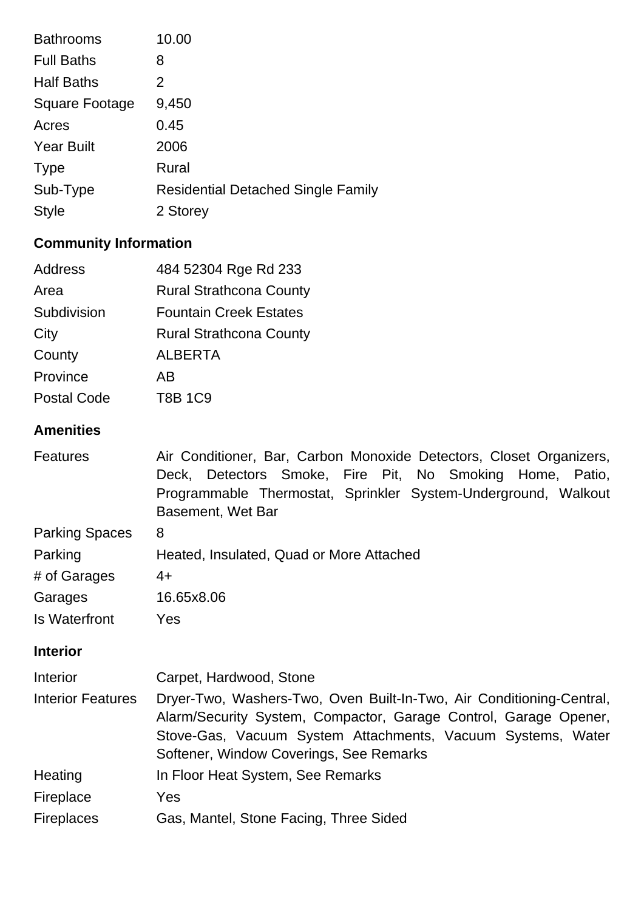| | |
|---|---|
| Bathrooms | 10.00 |
| Full Baths | 8 |
| Half Baths | 2 |
| Square Footage | 9,450 |
| Acres | 0.45 |
| Year Built | 2006 |
| Type | Rural |
| Sub-Type | Residential Detached Single Family |
| Style | 2 Storey |

## Community Information

| | |
|---|---|
| Address | 484 52304 Rge Rd 233 |
| Area | Rural Strathcona County |
| Subdivision | Fountain Creek Estates |
| City | Rural Strathcona County |
| County | ALBERTA |
| Province | AB |
| Postal Code | T8B 1C9 |

## Amenities

| | |
|---|---|
| Features | Air Conditioner, Bar, Carbon Monoxide Detectors, Closet Organizers, Deck, Detectors Smoke, Fire Pit, No Smoking Home, Patio, Programmable Thermostat, Sprinkler System-Underground, Walkout Basement, Wet Bar |
| Parking Spaces | 8 |
| Parking | Heated, Insulated, Quad or More Attached |
| # of Garages | 4+ |
| Garages | 16.65x8.06 |
| Is Waterfront | Yes |

## Interior

| | |
|---|---|
| Interior | Carpet, Hardwood, Stone |
| Interior Features | Dryer-Two, Washers-Two, Oven Built-In-Two, Air Conditioning-Central, Alarm/Security System, Compactor, Garage Control, Garage Opener, Stove-Gas, Vacuum System Attachments, Vacuum Systems, Water Softener, Window Coverings, See Remarks |
| Heating | In Floor Heat System, See Remarks |
| Fireplace | Yes |
| Fireplaces | Gas, Mantel, Stone Facing, Three Sided |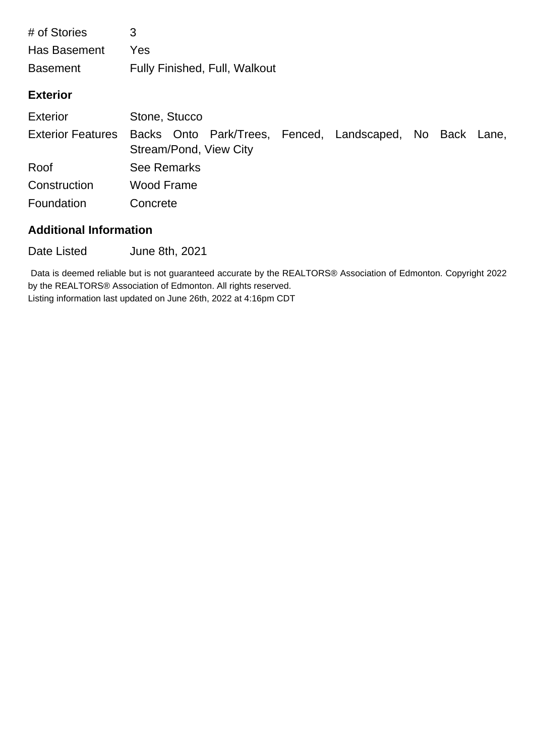| | |
|---|---|
| # of Stories | 3 |
| Has Basement | Yes |
| Basement | Fully Finished, Full, Walkout |

### Exterior

| | |
|---|---|
| Exterior | Stone, Stucco |
| Exterior Features | Backs Onto Park/Trees, Fenced, Landscaped, No Back Lane, Stream/Pond, View City |
| Roof | See Remarks |
| Construction | Wood Frame |
| Foundation | Concrete |

### Additional Information

| | |
|---|---|
| Date Listed | June 8th, 2021 |

Data is deemed reliable but is not guaranteed accurate by the REALTORS® Association of Edmonton. Copyright 2022 by the REALTORS® Association of Edmonton. All rights reserved.
Listing information last updated on June 26th, 2022 at 4:16pm CDT